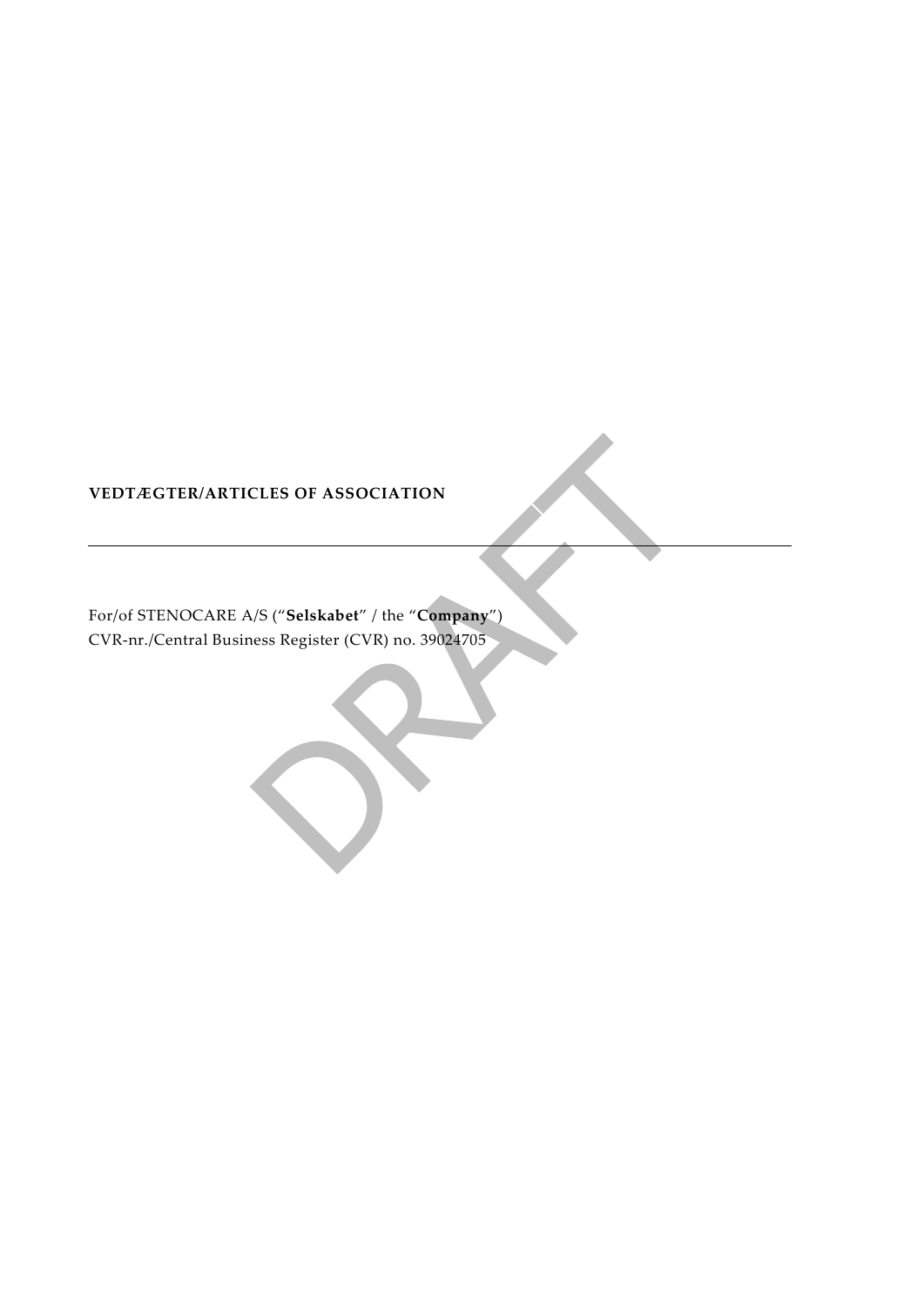# VEDTÆGTER/ARTICLES OF ASSOCIATION

---

For/of STENOCARE A/S ("**Selskabet**" / the "**Company**")
CVR-nr./Central Business Register (CVR) no. 39024705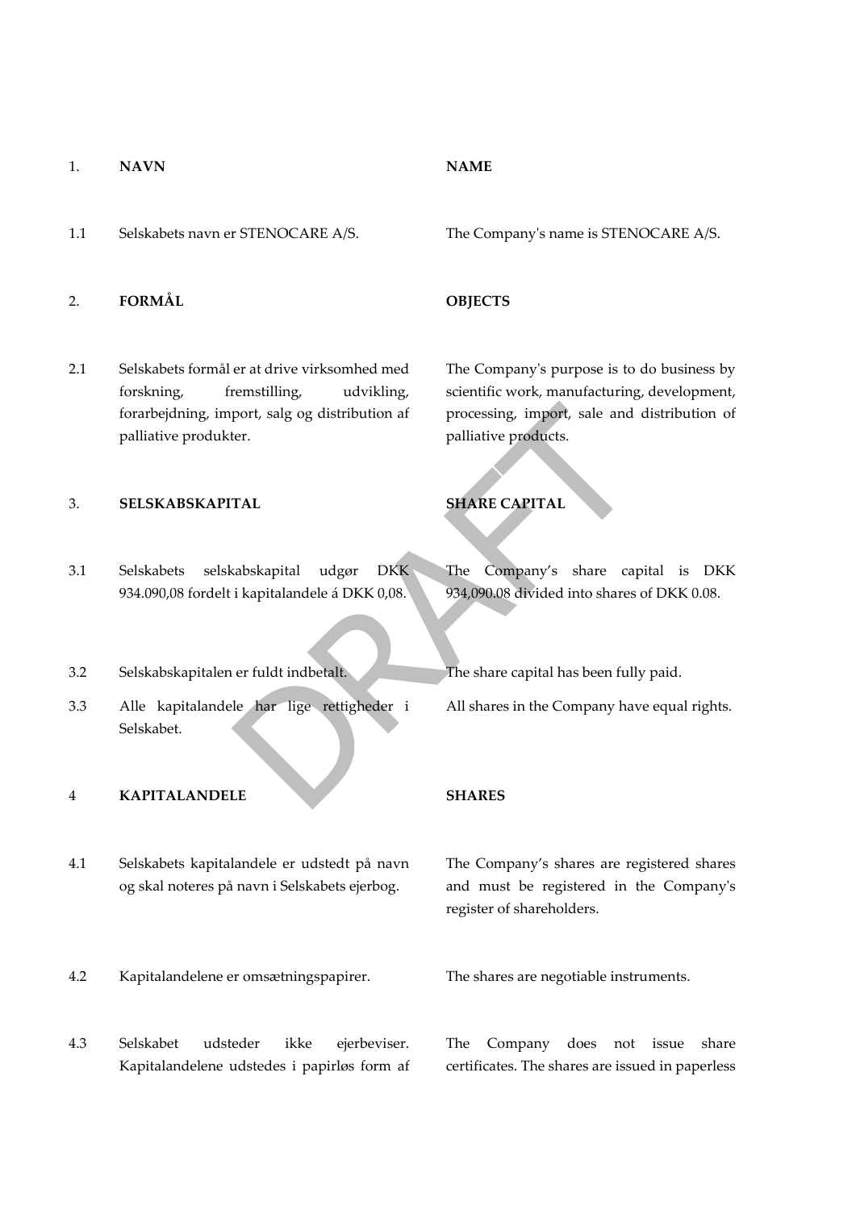| | | |
|---|---|---|
| 1. | **NAVN** | **NAME** |
| 1.1 | Selskabets navn er STENOCARE A/S. | The Company's name is STENOCARE A/S. |
| 2. | **FORMÅL** | **OBJECTS** |
| 2.1 | Selskabets formål er at drive virksomhed med forskning, fremstilling, udvikling, forarbejdning, import, salg og distribution af palliative produkter. | The Company's purpose is to do business by scientific work, manufacturing, development, processing, import, sale and distribution of palliative products. |
| 3. | **SELSKABSKAPITAL** | **SHARE CAPITAL** |
| 3.1 | Selskabets selskabskapital udgør DKK 934.090,08 fordelt i kapitalandele á DKK 0,08. | The Company's share capital is DKK 934,090.08 divided into shares of DKK 0.08. |
| 3.2 | Selskabskapitalen er fuldt indbetalt. | The share capital has been fully paid. |
| 3.3 | Alle kapitalandele har lige rettigheder i Selskabet. | All shares in the Company have equal rights. |
| 4 | **KAPITALANDELE** | **SHARES** |
| 4.1 | Selskabets kapitalandele er udstedt på navn og skal noteres på navn i Selskabets ejerbog. | The Company's shares are registered shares and must be registered in the Company's register of shareholders. |
| 4.2 | Kapitalandelene er omsætningspapirer. | The shares are negotiable instruments. |
| 4.3 | Selskabet udsteder ikke ejerbeviser. Kapitalandelene udstedes i papirløs form af | The Company does not issue share certificates. The shares are issued in paperless |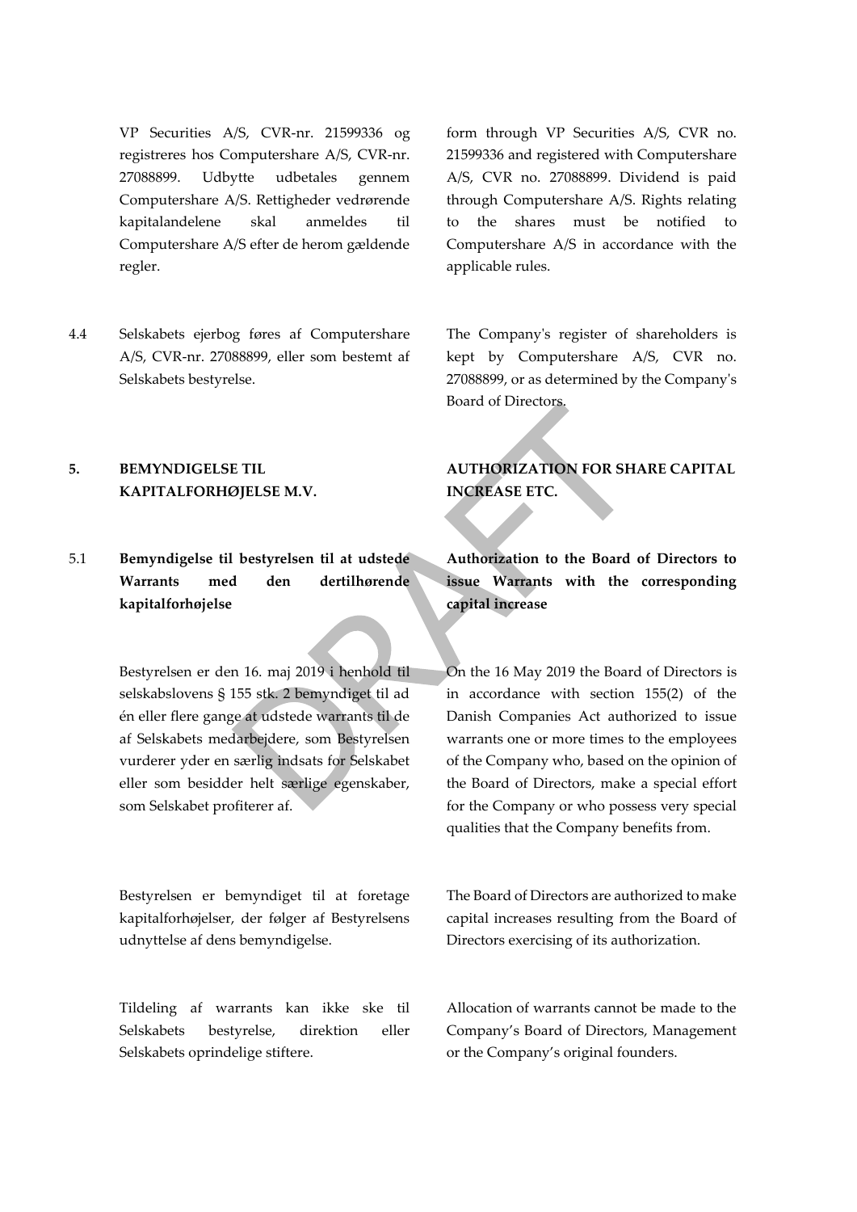VP Securities A/S, CVR-nr. 21599336 og registreres hos Computershare A/S, CVR-nr. 27088899. Udbytte udbetales gennem Computershare A/S. Rettigheder vedrørende kapitalandelene skal anmeldes til Computershare A/S efter de herom gældende regler.

form through VP Securities A/S, CVR no. 21599336 and registered with Computershare A/S, CVR no. 27088899. Dividend is paid through Computershare A/S. Rights relating to the shares must be notified to Computershare A/S in accordance with the applicable rules.

4.4 Selskabets ejerbog føres af Computershare A/S, CVR-nr. 27088899, eller som bestemt af Selskabets bestyrelse.

The Company's register of shareholders is kept by Computershare A/S, CVR no. 27088899, or as determined by the Company's Board of Directors.

## 5. BEMYNDIGELSE TIL KAPITALFORHØJELSE M.V.

## AUTHORIZATION FOR SHARE CAPITAL INCREASE ETC.

5.1 **Bemyndigelse til bestyrelsen til at udstede Warrants med den dertilhørende kapitalforhøjelse**

**Authorization to the Board of Directors to issue Warrants with the corresponding capital increase**

Bestyrelsen er den 16. maj 2019 i henhold til selskabslovens § 155 stk. 2 bemyndiget til ad én eller flere gange at udstede warrants til de af Selskabets medarbejdere, som Bestyrelsen vurderer yder en særlig indsats for Selskabet eller som besidder helt særlige egenskaber, som Selskabet profiterer af.

On the 16 May 2019 the Board of Directors is in accordance with section 155(2) of the Danish Companies Act authorized to issue warrants one or more times to the employees of the Company who, based on the opinion of the Board of Directors, make a special effort for the Company or who possess very special qualities that the Company benefits from.

Bestyrelsen er bemyndiget til at foretage kapitalforhøjelser, der følger af Bestyrelsens udnyttelse af dens bemyndigelse.

The Board of Directors are authorized to make capital increases resulting from the Board of Directors exercising of its authorization.

Tildeling af warrants kan ikke ske til Selskabets bestyrelse, direktion eller Selskabets oprindelige stiftere.

Allocation of warrants cannot be made to the Company's Board of Directors, Management or the Company's original founders.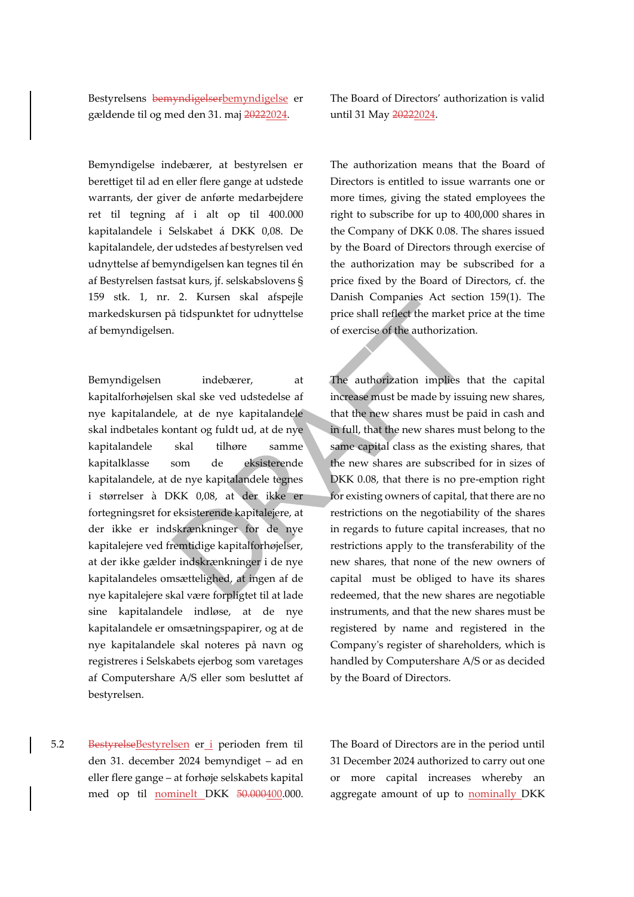Bestyrelsens ~~bemyndigelser~~bemyndigelse er gældende til og med den 31. maj ~~2022~~2024.

The Board of Directors' authorization is valid until 31 May ~~2022~~2024.

Bemyndigelse indebærer, at bestyrelsen er berettiget til ad en eller flere gange at udstede warrants, der giver de anførte medarbejdere ret til tegning af i alt op til 400.000 kapitalandele i Selskabet á DKK 0,08. De kapitalandele, der udstedes af bestyrelsen ved udnyttelse af bemyndigelsen kan tegnes til én af Bestyrelsen fastsat kurs, jf. selskabslovens § 159 stk. 1, nr. 2. Kursen skal afspejle markedskursen på tidspunktet for udnyttelse af bemyndigelsen.

The authorization means that the Board of Directors is entitled to issue warrants one or more times, giving the stated employees the right to subscribe for up to 400,000 shares in the Company of DKK 0.08. The shares issued by the Board of Directors through exercise of the authorization may be subscribed for a price fixed by the Board of Directors, cf. the Danish Companies Act section 159(1). The price shall reflect the market price at the time of exercise of the authorization.

Bemyndigelsen indebærer, at kapitalforhøjelsen skal ske ved udstedelse af nye kapitalandele, at de nye kapitalandele skal indbetales kontant og fuldt ud, at de nye kapitalandele skal tilhøre samme kapitalklasse som de eksisterende kapitalandele, at de nye kapitalandele tegnes i størrelser à DKK 0,08, at der ikke er fortegningsret for eksisterende kapitalejere, at der ikke er indskrænkninger for de nye kapitalejere ved fremtidige kapitalforhøjelser, at der ikke gælder indskrænkninger i de nye kapitalandeles omsættelighed, at ingen af de nye kapitalejere skal være forpligtet til at lade sine kapitalandele indløse, at de nye kapitalandele er omsætningspapirer, og at de nye kapitalandele skal noteres på navn og registreres i Selskabets ejerbog som varetages af Computershare A/S eller som besluttet af bestyrelsen.

The authorization implies that the capital increase must be made by issuing new shares, that the new shares must be paid in cash and in full, that the new shares must belong to the same capital class as the existing shares, that the new shares are subscribed for in sizes of DKK 0.08, that there is no pre-emption right for existing owners of capital, that there are no restrictions on the negotiability of the shares in regards to future capital increases, that no restrictions apply to the transferability of the new shares, that none of the new owners of capital must be obliged to have its shares redeemed, that the new shares are negotiable instruments, and that the new shares must be registered by name and registered in the Company's register of shareholders, which is handled by Computershare A/S or as decided by the Board of Directors.

5.2 ~~Bestyrelse~~Bestyrelsen er i perioden frem til den 31. december 2024 bemyndiget – ad en eller flere gange – at forhøje selskabets kapital med op til nominelt DKK ~~50.000~~400.000.

The Board of Directors are in the period until 31 December 2024 authorized to carry out one or more capital increases whereby an aggregate amount of up to nominally DKK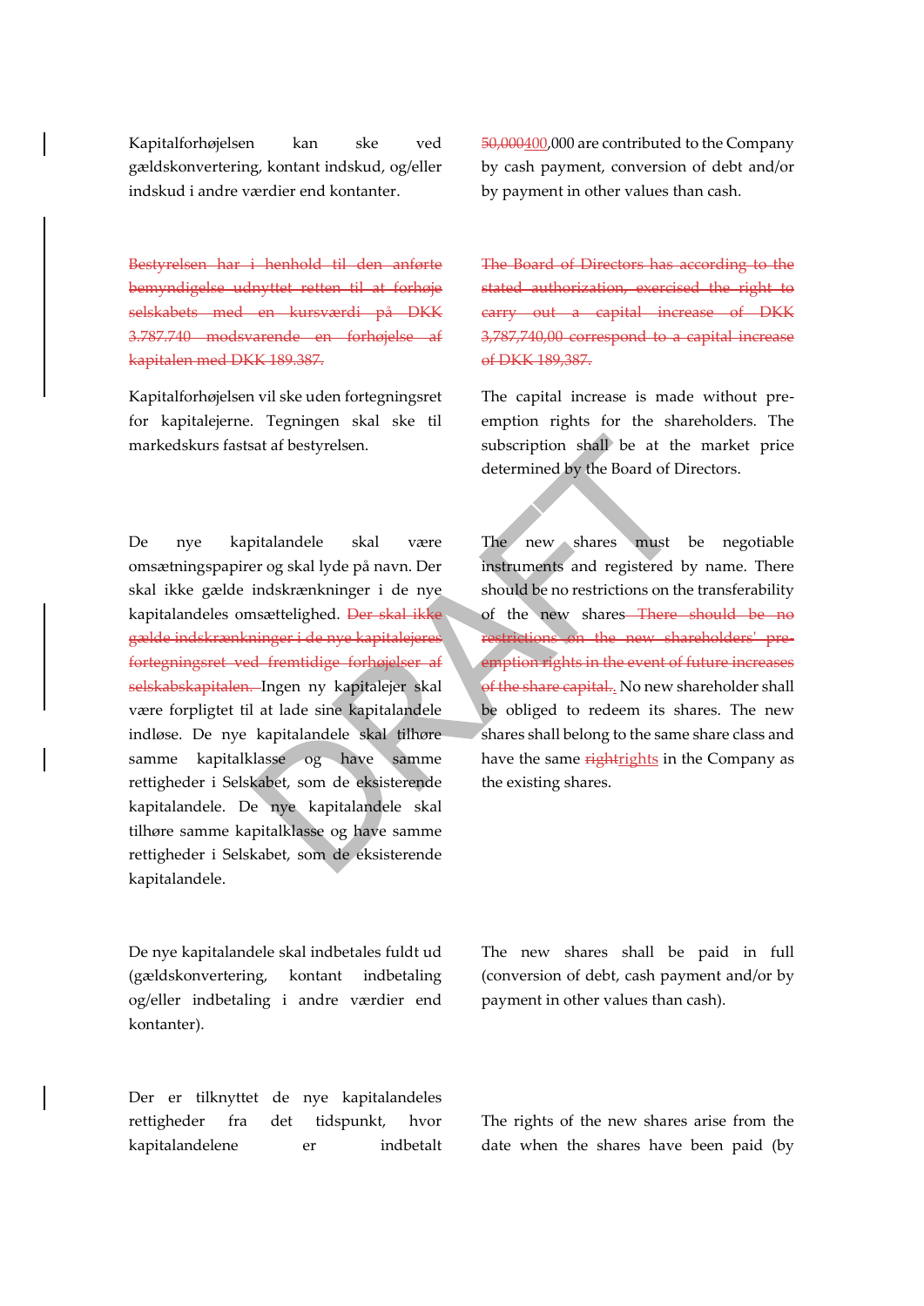Kapitalforhøjelsen kan ske ved gældskonvertering, kontant indskud, og/eller indskud i andre værdier end kontanter.

~~50,000~~400,000 are contributed to the Company by cash payment, conversion of debt and/or by payment in other values than cash.

~~Bestyrelsen har i henhold til den anførte bemyndigelse udnyttet retten til at forhøje selskabets med en kursværdi på DKK 3.787.740 modsvarende en forhøjelse af kapitalen med DKK 189.387.~~

~~The Board of Directors has according to the stated authorization, exercised the right to carry out a capital increase of DKK 3,787,740,00 correspond to a capital increase of DKK 189,387.~~

Kapitalforhøjelsen vil ske uden fortegningsret for kapitalejerne. Tegningen skal ske til markedskurs fastsat af bestyrelsen.

The capital increase is made without pre-emption rights for the shareholders. The subscription shall be at the market price determined by the Board of Directors.

De nye kapitalandele skal være omsætningspapirer og skal lyde på navn. Der skal ikke gælde indskrænkninger i de nye kapitalandeles omsættelighed. ~~Der skal ikke gælde indskrænkninger i de nye kapitalejeres fortegningsret ved fremtidige forhøjelser af selskabskapitalen.~~ Ingen ny kapitalejer skal være forpligtet til at lade sine kapitalandele indløse. De nye kapitalandele skal tilhøre samme kapitalklasse og have samme rettigheder i Selskabet, som de eksisterende kapitalandele. De nye kapitalandele skal tilhøre samme kapitalklasse og have samme rettigheder i Selskabet, som de eksisterende kapitalandele.

The new shares must be negotiable instruments and registered by name. There should be no restrictions on the transferability of the new shares ~~There should be no restrictions on the new shareholders' pre-emption rights in the event of future increases of the share capital.~~. No new shareholder shall be obliged to redeem its shares. The new shares shall belong to the same share class and have the same ~~right~~rights in the Company as the existing shares.

De nye kapitalandele skal indbetales fuldt ud (gældskonvertering, kontant indbetaling og/eller indbetaling i andre værdier end kontanter).

The new shares shall be paid in full (conversion of debt, cash payment and/or by payment in other values than cash).

Der er tilknyttet de nye kapitalandeles rettigheder fra det tidspunkt, hvor kapitalandelene er indbetalt

The rights of the new shares arise from the date when the shares have been paid (by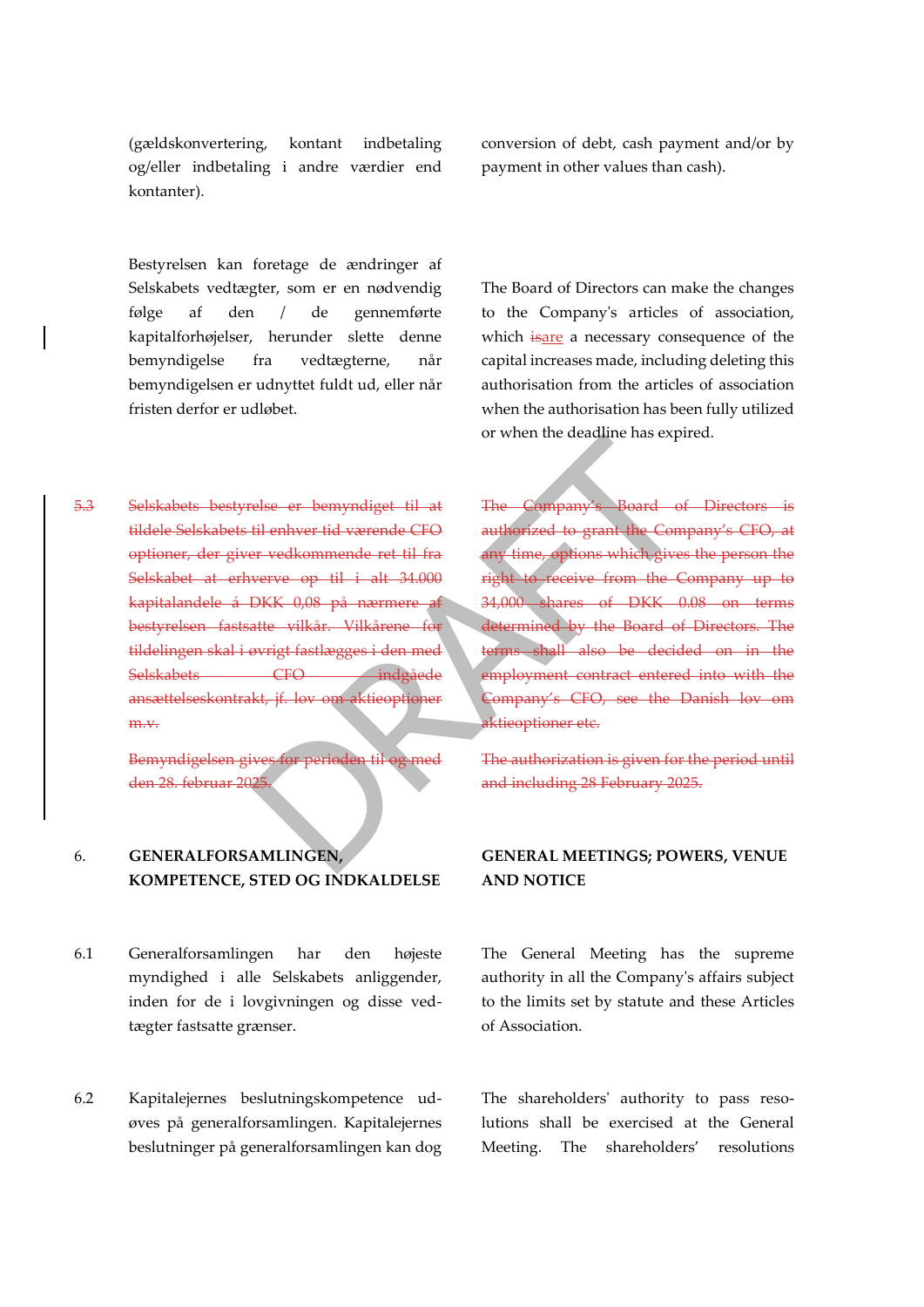(gældskonvertering, kontant indbetaling og/eller indbetaling i andre værdier end kontanter).

conversion of debt, cash payment and/or by payment in other values than cash).

Bestyrelsen kan foretage de ændringer af Selskabets vedtægter, som er en nødvendig følge af den / de gennemførte kapitalforhøjelser, herunder slette denne bemyndigelse fra vedtægterne, når bemyndigelsen er udnyttet fuldt ud, eller når fristen derfor er udløbet.

The Board of Directors can make the changes to the Company's articles of association, which ~~is~~are a necessary consequence of the capital increases made, including deleting this authorisation from the articles of association when the authorisation has been fully utilized or when the deadline has expired.

~~5.3 Selskabets bestyrelse er bemyndiget til at tildele Selskabets til enhver tid værende CFO optioner, der giver vedkommende ret til fra Selskabet at erhverve op til i alt 34.000 kapitalandele á DKK 0,08 på nærmere af bestyrelsen fastsatte vilkår. Vilkårene for tildelingen skal i øvrigt fastlægges i den med Selskabets CFO indgåede ansættelseskontrakt, jf. lov om aktieoptioner m.v.~~

~~The Company's Board of Directors is authorized to grant the Company's CFO, at any time, options which gives the person the right to receive from the Company up to 34,000 shares of DKK 0.08 on terms determined by the Board of Directors. The terms shall also be decided on in the employment contract entered into with the Company's CFO, see the Danish lov om aktieoptioner etc.~~

~~Bemyndigelsen gives for perioden til og med den 28. februar 2025.~~

~~The authorization is given for the period until and including 28 February 2025.~~

## 6. GENERALFORSAMLINGEN, KOMPETENCE, STED OG INDKALDELSE

## GENERAL MEETINGS; POWERS, VENUE AND NOTICE

6.1 Generalforsamlingen har den højeste myndighed i alle Selskabets anliggender, inden for de i lovgivningen og disse vedtægter fastsatte grænser.

The General Meeting has the supreme authority in all the Company's affairs subject to the limits set by statute and these Articles of Association.

6.2 Kapitalejernes beslutningskompetence udøves på generalforsamlingen. Kapitalejernes beslutninger på generalforsamlingen kan dog

The shareholders' authority to pass resolutions shall be exercised at the General Meeting. The shareholders' resolutions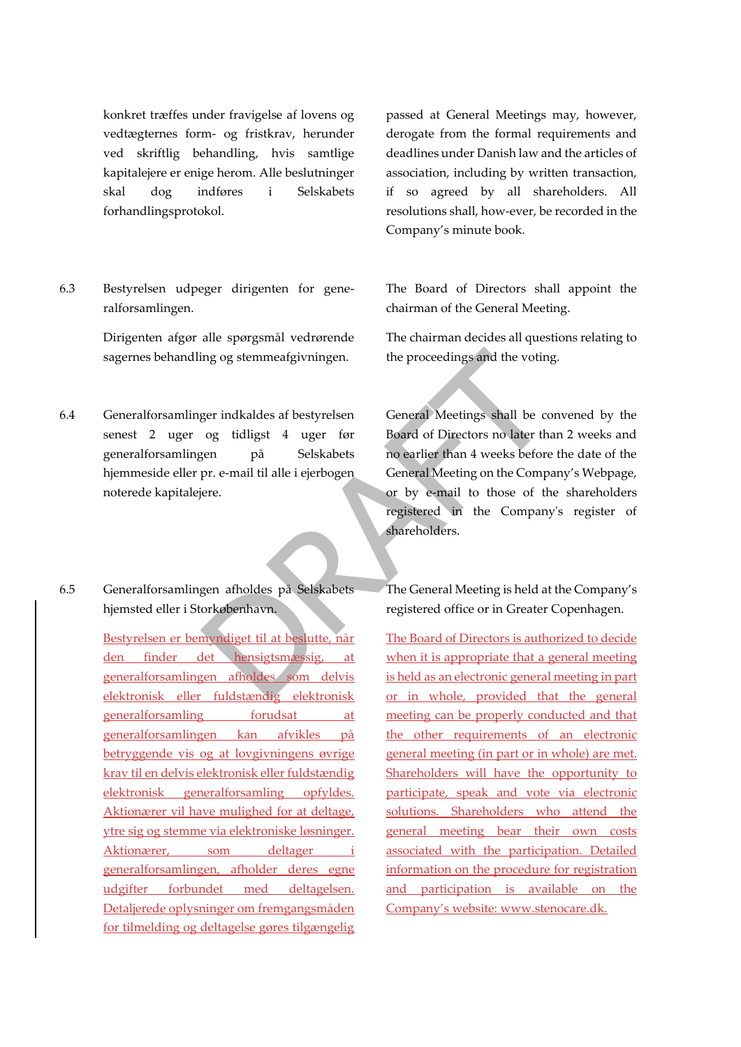konkret træffes under fravigelse af lovens og vedtægternes form- og fristkrav, herunder ved skriftlig behandling, hvis samtlige kapitalejere er enige herom. Alle beslutninger skal dog indføres i Selskabets forhandlingsprotokol.

passed at General Meetings may, however, derogate from the formal requirements and deadlines under Danish law and the articles of association, including by written transaction, if so agreed by all shareholders. All resolutions shall, how-ever, be recorded in the Company's minute book.

6.3 Bestyrelsen udpeger dirigenten for generalforsamlingen.

Dirigenten afgør alle spørgsmål vedrørende sagernes behandling og stemmeafgivningen.

The Board of Directors shall appoint the chairman of the General Meeting.

The chairman decides all questions relating to the proceedings and the voting.

6.4 Generalforsamlinger indkaldes af bestyrelsen senest 2 uger og tidligst 4 uger før generalforsamlingen på Selskabets hjemmeside eller pr. e-mail til alle i ejerbogen noterede kapitalejere.

General Meetings shall be convened by the Board of Directors no later than 2 weeks and no earlier than 4 weeks before the date of the General Meeting on the Company's Webpage, or by e-mail to those of the shareholders registered in the Company's register of shareholders.

6.5 Generalforsamlingen afholdes på Selskabets hjemsted eller i Storkøbenhavn.

<u>Bestyrelsen er bemyndiget til at beslutte, når den finder det hensigtsmæssigt, at generalforsamlingen afholdes som delvis elektronisk eller fuldstændig elektronisk generalforsamling forudsat at generalforsamlingen kan afvikles på betryggende vis og at lovgivningens øvrige krav til en delvis elektronisk eller fuldstændig elektronisk generalforsamling opfyldes. Aktionærer vil have mulighed for at deltage, ytre sig og stemme via elektroniske løsninger. Aktionærer, som deltager i generalforsamlingen, afholder deres egne udgifter forbundet med deltagelsen. Detaljerede oplysninger om fremgangsmåden for tilmelding og deltagelse gøres tilgængelig</u>

The General Meeting is held at the Company's registered office or in Greater Copenhagen.

<u>The Board of Directors is authorized to decide when it is appropriate that a general meeting is held as an electronic general meeting in part or in whole, provided that the general meeting can be properly conducted and that the other requirements of an electronic general meeting (in part or in whole) are met. Shareholders will have the opportunity to participate, speak and vote via electronic solutions. Shareholders who attend the general meeting bear their own costs associated with the participation. Detailed information on the procedure for registration and participation is available on the Company's website: www.stenocare.dk.</u>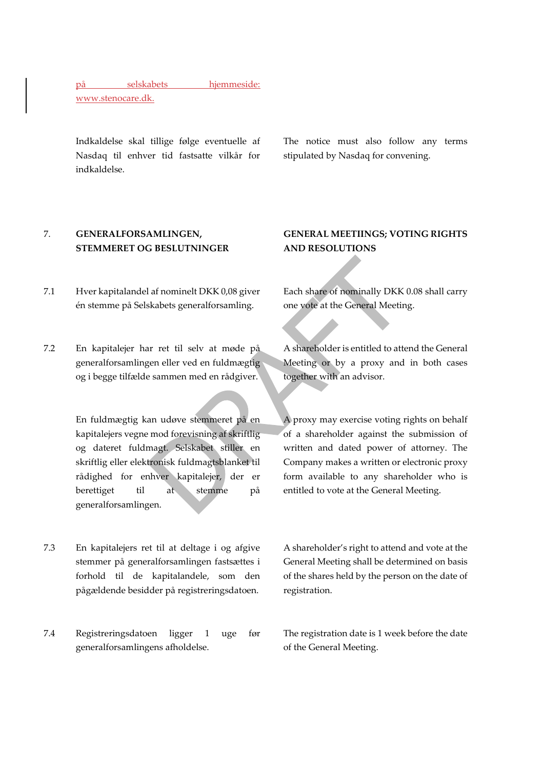på selskabets hjemmeside: www.stenocare.dk.

Indkaldelse skal tillige følge eventuelle af Nasdaq til enhver tid fastsatte vilkår for indkaldelse.

The notice must also follow any terms stipulated by Nasdaq for convening.

## 7. GENERALFORSAMLINGEN, STEMMERET OG BESLUTNINGER

## GENERAL MEETIINGS; VOTING RIGHTS AND RESOLUTIONS

7.1 Hver kapitalandel af nominelt DKK 0,08 giver én stemme på Selskabets generalforsamling.

Each share of nominally DKK 0.08 shall carry one vote at the General Meeting.

7.2 En kapitalejer har ret til selv at møde på generalforsamlingen eller ved en fuldmægtig og i begge tilfælde sammen med en rådgiver.

A shareholder is entitled to attend the General Meeting or by a proxy and in both cases together with an advisor.

En fuldmægtig kan udøve stemmeret på en kapitalejers vegne mod forevisning af skriftlig og dateret fuldmagt. Selskabet stiller en skriftlig eller elektronisk fuldmagtsblanket til rådighed for enhver kapitalejer, der er berettiget til at stemme på generalforsamlingen.

A proxy may exercise voting rights on behalf of a shareholder against the submission of written and dated power of attorney. The Company makes a written or electronic proxy form available to any shareholder who is entitled to vote at the General Meeting.

7.3 En kapitalejers ret til at deltage i og afgive stemmer på generalforsamlingen fastsættes i forhold til de kapitalandele, som den pågældende besidder på registreringsdatoen.

A shareholder's right to attend and vote at the General Meeting shall be determined on basis of the shares held by the person on the date of registration.

7.4 Registreringsdatoen ligger 1 uge før generalforsamlingens afholdelse.

The registration date is 1 week before the date of the General Meeting.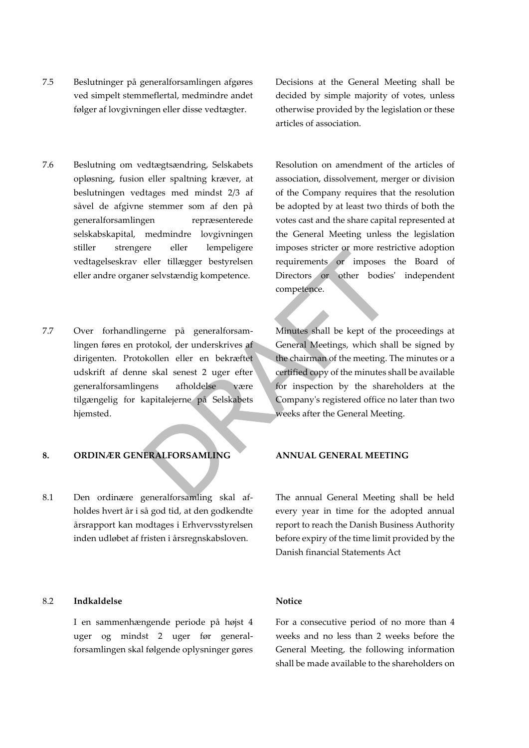| | | |
|---|---|---|
| 7.5 | Beslutninger på generalforsamlingen afgøres ved simpelt stemmeflertal, medmindre andet følger af lovgivningen eller disse vedtægter. | Decisions at the General Meeting shall be decided by simple majority of votes, unless otherwise provided by the legislation or these articles of association. |
| 7.6 | Beslutning om vedtægtsændring, Selskabets opløsning, fusion eller spaltning kræver, at beslutningen vedtages med mindst 2/3 af såvel de afgivne stemmer som af den på generalforsamlingen repræsenterede selskabskapital, medmindre lovgivningen stiller strengere eller lempeligere vedtagelseskrav eller tillægger bestyrelsen eller andre organer selvstændig kompetence. | Resolution on amendment of the articles of association, dissolvement, merger or division of the Company requires that the resolution be adopted by at least two thirds of both the votes cast and the share capital represented at the General Meeting unless the legislation imposes stricter or more restrictive adoption requirements or imposes the Board of Directors or other bodies' independent competence. |
| 7.7 | Over forhandlingerne på generalforsamlingen føres en protokol, der underskrives af dirigenten. Protokollen eller en bekræftet udskrift af denne skal senest 2 uger efter generalforsamlingens afholdelse være tilgængelig for kapitalejerne på Selskabets hjemsted. | Minutes shall be kept of the proceedings at General Meetings, which shall be signed by the chairman of the meeting. The minutes or a certified copy of the minutes shall be available for inspection by the shareholders at the Company's registered office no later than two weeks after the General Meeting. |
| **8.** | **ORDINÆR GENERALFORSAMLING** | **ANNUAL GENERAL MEETING** |
| 8.1 | Den ordinære generalforsamling skal afholdes hvert år i så god tid, at den godkendte årsrapport kan modtages i Erhvervsstyrelsen inden udløbet af fristen i årsregnskabsloven. | The annual General Meeting shall be held every year in time for the adopted annual report to reach the Danish Business Authority before expiry of the time limit provided by the Danish financial Statements Act |
| 8.2 | **Indkaldelse** | **Notice** |
| | I en sammenhængende periode på højst 4 uger og mindst 2 uger før generalforsamlingen skal følgende oplysninger gøres | For a consecutive period of no more than 4 weeks and no less than 2 weeks before the General Meeting, the following information shall be made available to the shareholders on |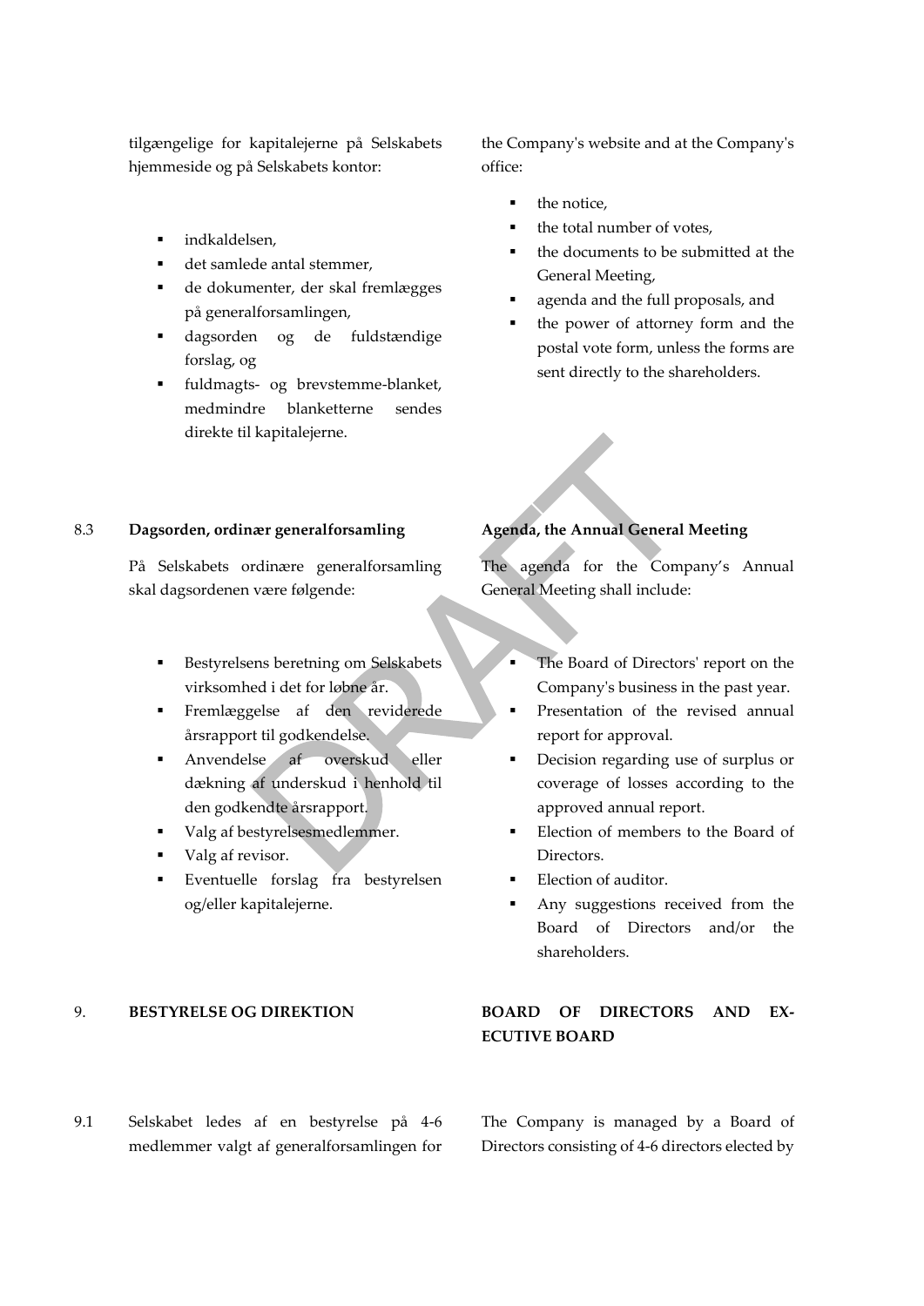tilgængelige for kapitalejerne på Selskabets hjemmeside og på Selskabets kontor:

- indkaldelsen,
- det samlede antal stemmer,
- de dokumenter, der skal fremlægges på generalforsamlingen,
- dagsorden og de fuldstændige forslag, og
- fuldmagts- og brevstemme-blanket, medmindre blanketterne sendes direkte til kapitalejerne.

the Company's website and at the Company's office:

- the notice,
- the total number of votes,
- the documents to be submitted at the General Meeting,
- agenda and the full proposals, and
- the power of attorney form and the postal vote form, unless the forms are sent directly to the shareholders.

8.3 **Dagsorden, ordinær generalforsamling**

På Selskabets ordinære generalforsamling skal dagsordenen være følgende:

- Bestyrelsens beretning om Selskabets virksomhed i det for løbne år.
- Fremlæggelse af den reviderede årsrapport til godkendelse.
- Anvendelse af overskud eller dækning af underskud i henhold til den godkendte årsrapport.
- Valg af bestyrelsesmedlemmer.
- Valg af revisor.
- Eventuelle forslag fra bestyrelsen og/eller kapitalejerne.

**Agenda, the Annual General Meeting**

The agenda for the Company's Annual General Meeting shall include:

- The Board of Directors' report on the Company's business in the past year.
- Presentation of the revised annual report for approval.
- Decision regarding use of surplus or coverage of losses according to the approved annual report.
- Election of members to the Board of Directors.
- Election of auditor.
- Any suggestions received from the Board of Directors and/or the shareholders.

9. **BESTYRELSE OG DIREKTION**

**BOARD OF DIRECTORS AND EXECUTIVE BOARD**

9.1 Selskabet ledes af en bestyrelse på 4-6 medlemmer valgt af generalforsamlingen for

The Company is managed by a Board of Directors consisting of 4-6 directors elected by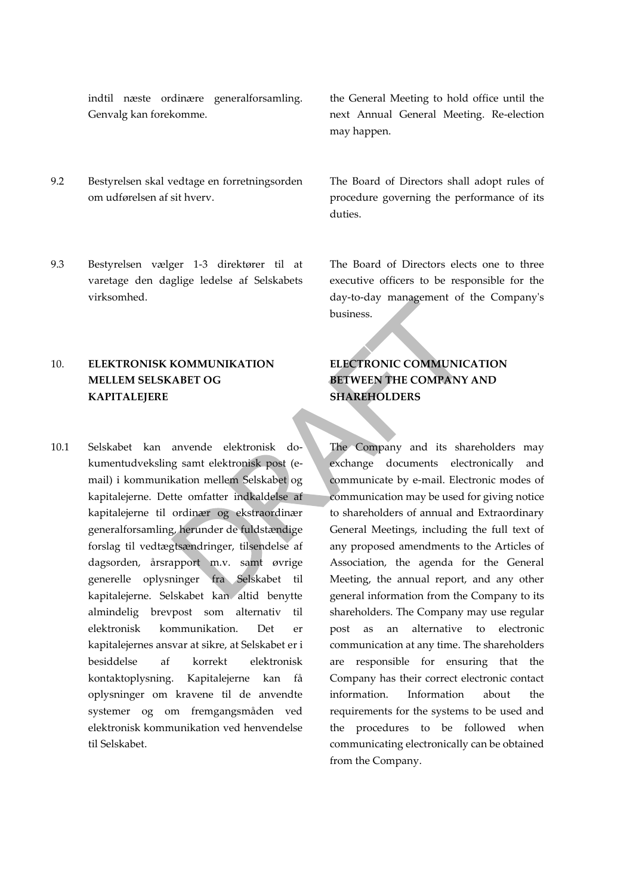indtil næste ordinære generalforsamling. Genvalg kan forekomme.

the General Meeting to hold office until the next Annual General Meeting. Re-election may happen.

9.2 Bestyrelsen skal vedtage en forretningsorden om udførelsen af sit hverv.

The Board of Directors shall adopt rules of procedure governing the performance of its duties.

9.3 Bestyrelsen vælger 1-3 direktører til at varetage den daglige ledelse af Selskabets virksomhed.

The Board of Directors elects one to three executive officers to be responsible for the day-to-day management of the Company's business.

## 10. ELEKTRONISK KOMMUNIKATION MELLEM SELSKABET OG KAPITALEJERE

## ELECTRONIC COMMUNICATION BETWEEN THE COMPANY AND SHAREHOLDERS

10.1 Selskabet kan anvende elektronisk dokumentudveksling samt elektronisk post (e-mail) i kommunikation mellem Selskabet og kapitalejerne. Dette omfatter indkaldelse af kapitalejerne til ordinær og ekstraordinær generalforsamling, herunder de fuldstændige forslag til vedtægtsændringer, tilsendelse af dagsorden, årsrapport m.v. samt øvrige generelle oplysninger fra Selskabet til kapitalejerne. Selskabet kan altid benytte almindelig brevpost som alternativ til elektronisk kommunikation. Det er kapitalejernes ansvar at sikre, at Selskabet er i besiddelse af korrekt elektronisk kontaktoplysning. Kapitalejerne kan få oplysninger om kravene til de anvendte systemer og om fremgangsmåden ved elektronisk kommunikation ved henvendelse til Selskabet.

The Company and its shareholders may exchange documents electronically and communicate by e-mail. Electronic modes of communication may be used for giving notice to shareholders of annual and Extraordinary General Meetings, including the full text of any proposed amendments to the Articles of Association, the agenda for the General Meeting, the annual report, and any other general information from the Company to its shareholders. The Company may use regular post as an alternative to electronic communication at any time. The shareholders are responsible for ensuring that the Company has their correct electronic contact information. Information about the requirements for the systems to be used and the procedures to be followed when communicating electronically can be obtained from the Company.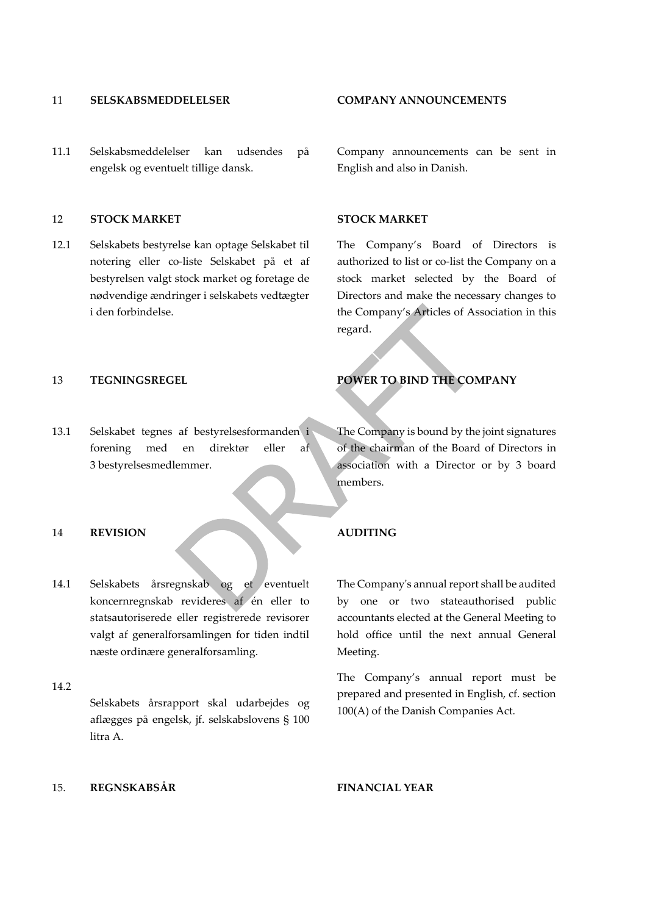| | | |
|---|---|---|
| 11 | **SELSKABSMEDDELELSER** | **COMPANY ANNOUNCEMENTS** |
| 11.1 | Selskabsmeddelelser kan udsendes på engelsk og eventuelt tillige dansk. | Company announcements can be sent in English and also in Danish. |
| 12 | **STOCK MARKET** | **STOCK MARKET** |
| 12.1 | Selskabets bestyrelse kan optage Selskabet til notering eller co-liste Selskabet på et af bestyrelsen valgt stock market og foretage de nødvendige ændringer i selskabets vedtægter i den forbindelse. | The Company's Board of Directors is authorized to list or co-list the Company on a stock market selected by the Board of Directors and make the necessary changes to the Company's Articles of Association in this regard. |
| 13 | **TEGNINGSREGEL** | **POWER TO BIND THE COMPANY** |
| 13.1 | Selskabet tegnes af bestyrelsesformanden i forening med en direktør eller af 3 bestyrelsesmedlemmer. | The Company is bound by the joint signatures of the chairman of the Board of Directors in association with a Director or by 3 board members. |
| 14 | **REVISION** | **AUDITING** |
| 14.1 | Selskabets årsregnskab og et eventuelt koncernregnskab revideres af én eller to statsautoriserede eller registrerede revisorer valgt af generalforsamlingen for tiden indtil næste ordinære generalforsamling. | The Company's annual report shall be audited by one or two stateauthorised public accountants elected at the General Meeting to hold office until the next annual General Meeting. |
| 14.2 | Selskabets årsrapport skal udarbejdes og aflægges på engelsk, jf. selskabslovens § 100 litra A. | The Company's annual report must be prepared and presented in English, cf. section 100(A) of the Danish Companies Act. |
| 15. | **REGNSKABSÅR** | **FINANCIAL YEAR** |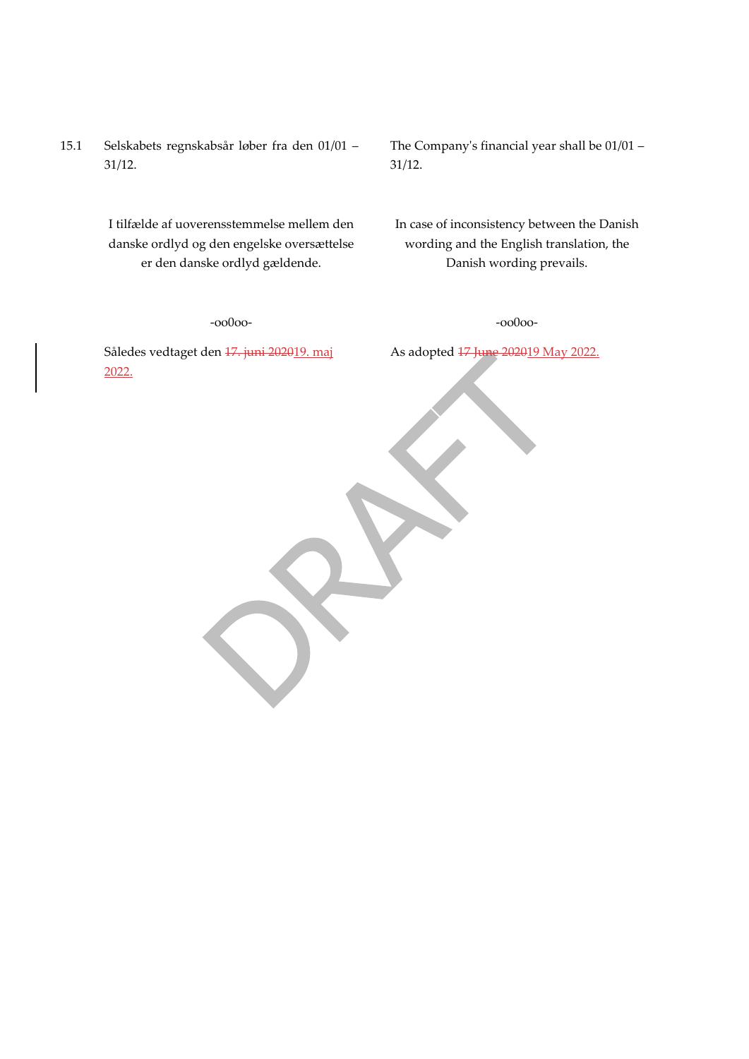15.1 Selskabets regnskabsår løber fra den 01/01 – 31/12.

The Company's financial year shall be 01/01 – 31/12.

I tilfælde af uoverensstemmelse mellem den danske ordlyd og den engelske oversættelse er den danske ordlyd gældende.

In case of inconsistency between the Danish wording and the English translation, the Danish wording prevails.

-oo0oo-

Således vedtaget den ~~17. juni 2020~~19. maj 2022.

As adopted ~~17 June 2020~~19 May 2022.